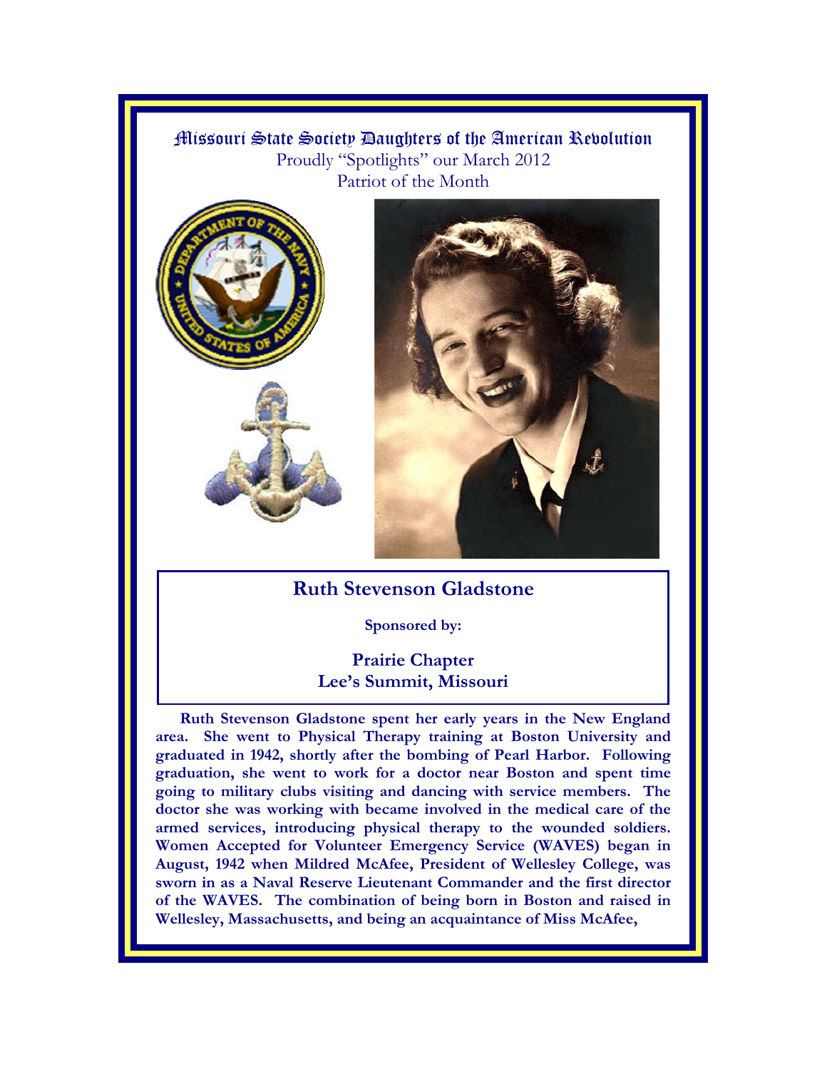Missouri State Society Daughters of the American Revolution
Proudly "Spotlights" our March 2012
Patriot of the Month

## Ruth Stevenson Gladstone

**Sponsored by:**

**Prairie Chapter**
**Lee's Summit, Missouri**

**Ruth Stevenson Gladstone spent her early years in the New England area. She went to Physical Therapy training at Boston University and graduated in 1942, shortly after the bombing of Pearl Harbor. Following graduation, she went to work for a doctor near Boston and spent time going to military clubs visiting and dancing with service members. The doctor she was working with became involved in the medical care of the armed services, introducing physical therapy to the wounded soldiers. Women Accepted for Volunteer Emergency Service (WAVES) began in August, 1942 when Mildred McAfee, President of Wellesley College, was sworn in as a Naval Reserve Lieutenant Commander and the first director of the WAVES. The combination of being born in Boston and raised in Wellesley, Massachusetts, and being an acquaintance of Miss McAfee,**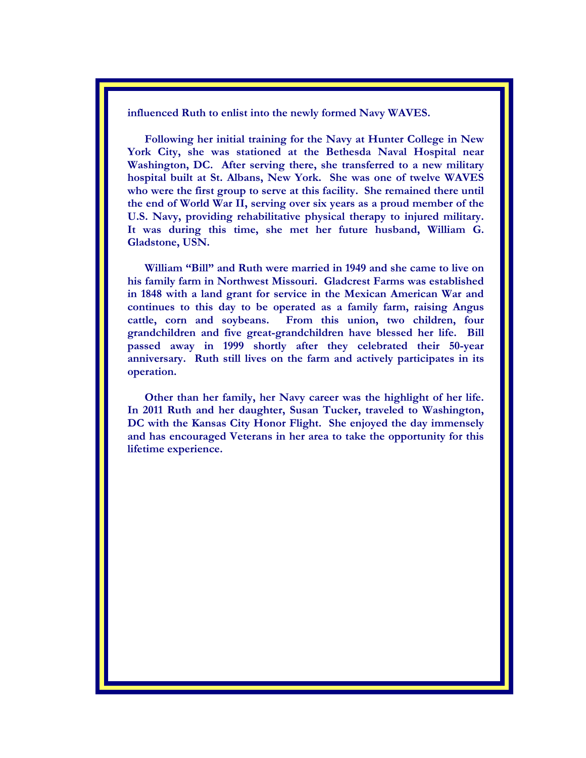**influenced Ruth to enlist into the newly formed Navy WAVES.**

**Following her initial training for the Navy at Hunter College in New York City, she was stationed at the Bethesda Naval Hospital near Washington, DC. After serving there, she transferred to a new military hospital built at St. Albans, New York. She was one of twelve WAVES who were the first group to serve at this facility. She remained there until the end of World War II, serving over six years as a proud member of the U.S. Navy, providing rehabilitative physical therapy to injured military. It was during this time, she met her future husband, William G. Gladstone, USN.**

**William "Bill" and Ruth were married in 1949 and she came to live on his family farm in Northwest Missouri. Gladcrest Farms was established in 1848 with a land grant for service in the Mexican American War and continues to this day to be operated as a family farm, raising Angus cattle, corn and soybeans. From this union, two children, four grandchildren and five great-grandchildren have blessed her life. Bill passed away in 1999 shortly after they celebrated their 50-year anniversary. Ruth still lives on the farm and actively participates in its operation.**

**Other than her family, her Navy career was the highlight of her life. In 2011 Ruth and her daughter, Susan Tucker, traveled to Washington, DC with the Kansas City Honor Flight. She enjoyed the day immensely and has encouraged Veterans in her area to take the opportunity for this lifetime experience.**